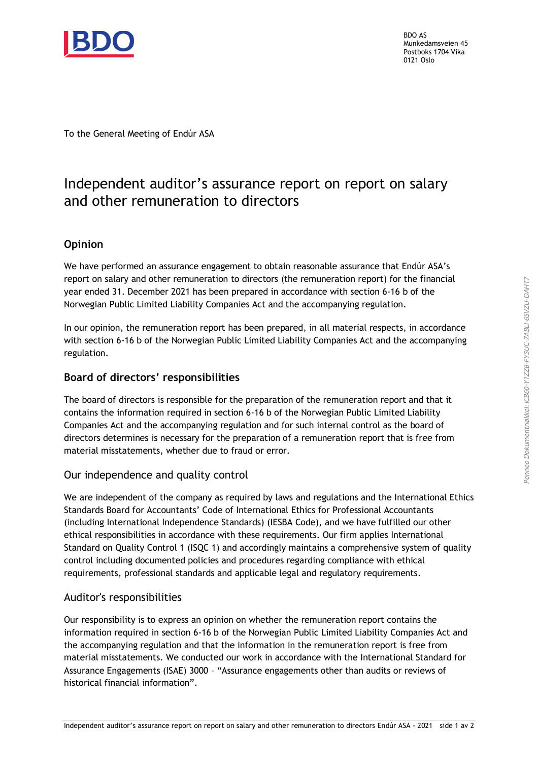BDO AS
Munkedamsveien 45
Postboks 1704 Vika
0121 Oslo

To the General Meeting of Endúr ASA

# Independent auditor's assurance report on report on salary and other remuneration to directors

## Opinion

We have performed an assurance engagement to obtain reasonable assurance that Endúr ASA's report on salary and other remuneration to directors (the remuneration report) for the financial year ended 31. December 2021 has been prepared in accordance with section 6-16 b of the Norwegian Public Limited Liability Companies Act and the accompanying regulation.

In our opinion, the remuneration report has been prepared, in all material respects, in accordance with section 6-16 b of the Norwegian Public Limited Liability Companies Act and the accompanying regulation.

## Board of directors' responsibilities

The board of directors is responsible for the preparation of the remuneration report and that it contains the information required in section 6-16 b of the Norwegian Public Limited Liability Companies Act and the accompanying regulation and for such internal control as the board of directors determines is necessary for the preparation of a remuneration report that is free from material misstatements, whether due to fraud or error.

## Our independence and quality control

We are independent of the company as required by laws and regulations and the International Ethics Standards Board for Accountants' Code of International Ethics for Professional Accountants (including International Independence Standards) (IESBA Code), and we have fulfilled our other ethical responsibilities in accordance with these requirements. Our firm applies International Standard on Quality Control 1 (ISQC 1) and accordingly maintains a comprehensive system of quality control including documented policies and procedures regarding compliance with ethical requirements, professional standards and applicable legal and regulatory requirements.

## Auditor's responsibilities

Our responsibility is to express an opinion on whether the remuneration report contains the information required in section 6-16 b of the Norwegian Public Limited Liability Companies Act and the accompanying regulation and that the information in the remuneration report is free from material misstatements. We conducted our work in accordance with the International Standard for Assurance Engagements (ISAE) 3000 – "Assurance engagements other than audits or reviews of historical financial information".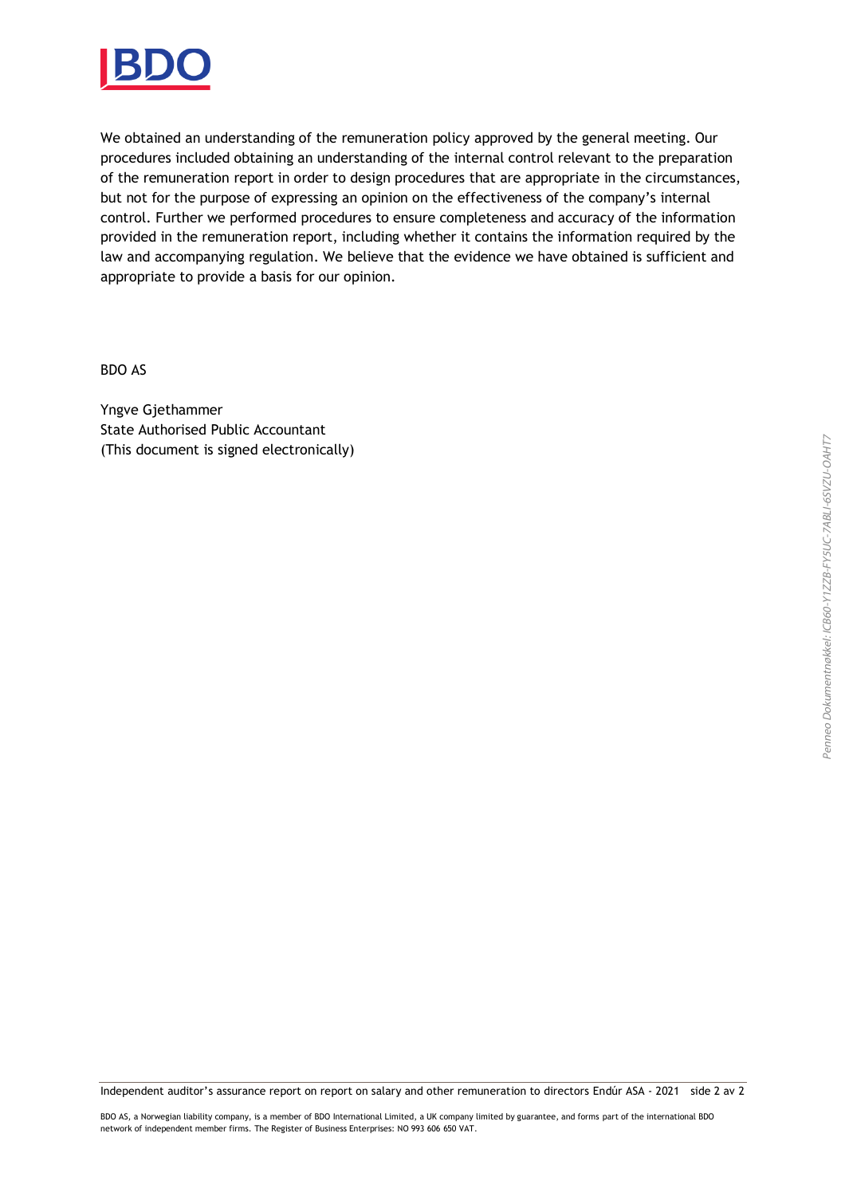We obtained an understanding of the remuneration policy approved by the general meeting. Our procedures included obtaining an understanding of the internal control relevant to the preparation of the remuneration report in order to design procedures that are appropriate in the circumstances, but not for the purpose of expressing an opinion on the effectiveness of the company's internal control. Further we performed procedures to ensure completeness and accuracy of the information provided in the remuneration report, including whether it contains the information required by the law and accompanying regulation. We believe that the evidence we have obtained is sufficient and appropriate to provide a basis for our opinion.

BDO AS

Yngve Gjethammer
State Authorised Public Accountant
(This document is signed electronically)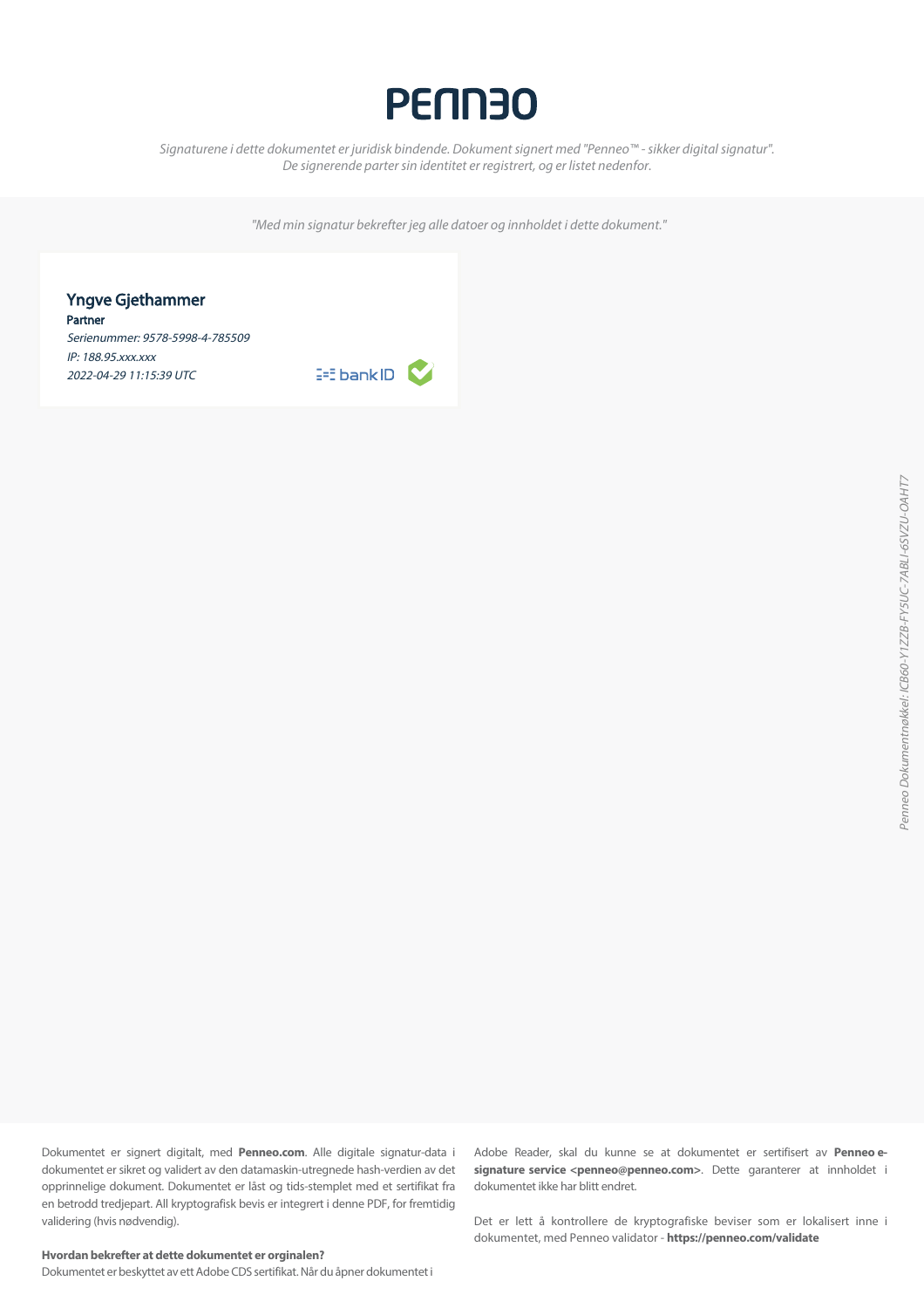# PENNEO

*Signaturene i dette dokumentet er juridisk bindende. Dokument signert med "Penneo™ - sikker digital signatur". De signerende parter sin identitet er registrert, og er listet nedenfor.*

*"Med min signatur bekrefter jeg alle datoer og innholdet i dette dokument."*

**Yngve Gjethammer**
Partner
*Serienummer: 9578-5998-4-785509*
*IP: 188.95.xxx.xxx*
*2022-04-29 11:15:39 UTC*

bank ID

*Penneo Dokumentnøkkel: ICB60-Y1ZZB-FY5UC-7ABLI-6SVZU-OAHT7*

Dokumentet er signert digitalt, med **Penneo.com**. Alle digitale signatur-data i dokumentet er sikret og validert av den datamaskin-utregnede hash-verdien av det opprinnelige dokument. Dokumentet er låst og tids-stemplet med et sertifikat fra en betrodd tredjepart. All kryptografisk bevis er integrert i denne PDF, for fremtidig validering (hvis nødvendig).

**Hvordan bekrefter at dette dokumentet er orginalen?**

Dokumentet er beskyttet av ett Adobe CDS sertifikat. Når du åpner dokumentet i Adobe Reader, skal du kunne se at dokumentet er sertifisert av **Penneo e-signature service <penneo@penneo.com>**. Dette garanterer at innholdet i dokumentet ikke har blitt endret.

Det er lett å kontrollere de kryptografiske beviser som er lokalisert inne i dokumentet, med Penneo validator - **https://penneo.com/validate**